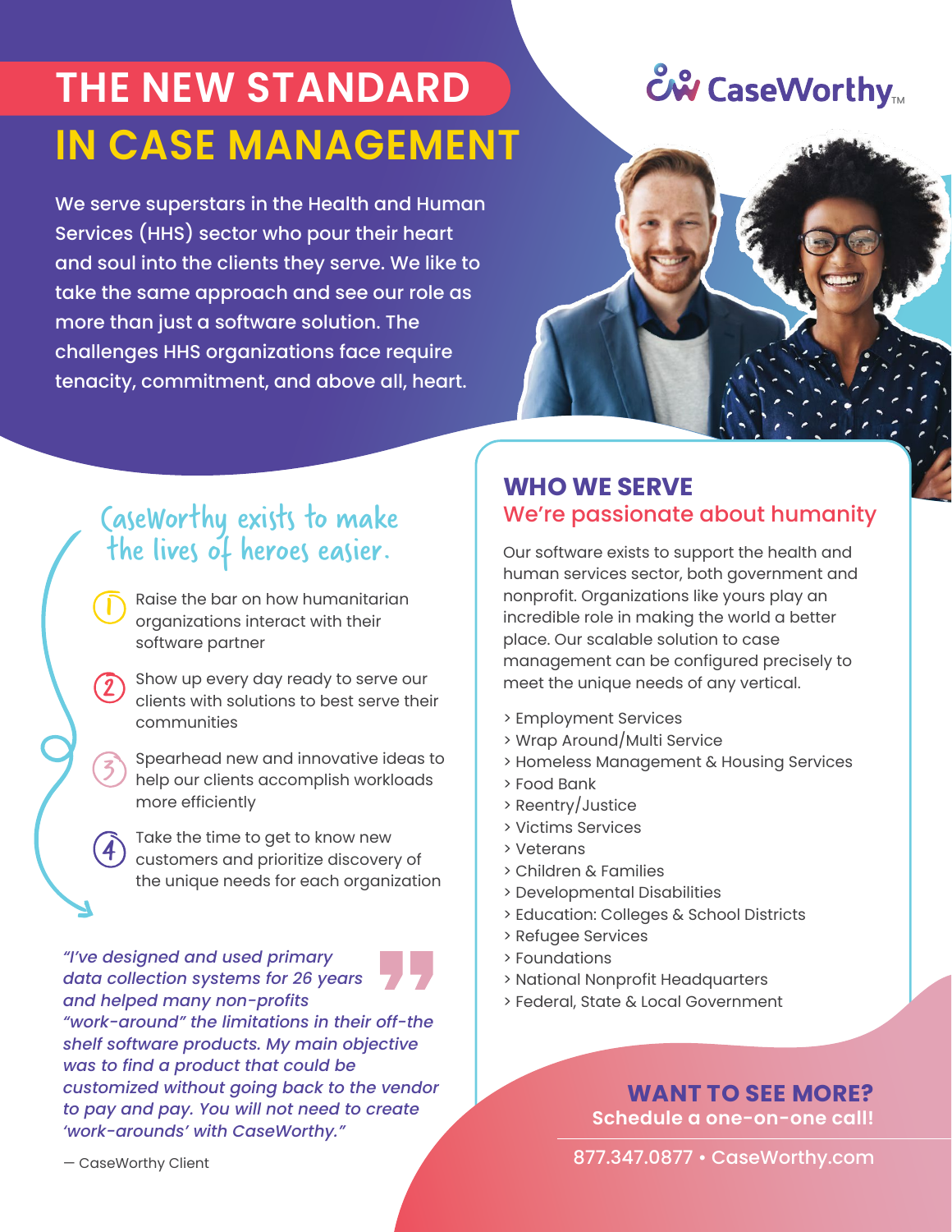# THE NEW STANDARD IN CASE MANAGEMENT

CaseWorthy™

We serve superstars in the Health and Human Services (HHS) sector who pour their heart and soul into the clients they serve. We like to take the same approach and see our role as more than just a software solution. The challenges HHS organizations face require tenacity, commitment, and above all, heart.

## CaseWorthy exists to make the lives of heroes easier.

1. Raise the bar on how humanitarian organizations interact with their software partner
2. Show up every day ready to serve our clients with solutions to best serve their communities
3. Spearhead new and innovative ideas to help our clients accomplish workloads more efficiently
4. Take the time to get to know new customers and prioritize discovery of the unique needs for each organization

*"I've designed and used primary data collection systems for 26 years and helped many non-profits "work-around" the limitations in their off-the shelf software products. My main objective was to find a product that could be customized without going back to the vendor to pay and pay. You will not need to create 'work-arounds' with CaseWorthy."*

— CaseWorthy Client

## WHO WE SERVE

### We're passionate about humanity

Our software exists to support the health and human services sector, both government and nonprofit. Organizations like yours play an incredible role in making the world a better place. Our scalable solution to case management can be configured precisely to meet the unique needs of any vertical.

- Employment Services
- Wrap Around/Multi Service
- Homeless Management & Housing Services
- Food Bank
- Reentry/Justice
- Victims Services
- Veterans
- Children & Families
- Developmental Disabilities
- Education: Colleges & School Districts
- Refugee Services
- Foundations
- National Nonprofit Headquarters
- Federal, State & Local Government

## WANT TO SEE MORE?

**Schedule a one-on-one call!**

877.347.0877 • CaseWorthy.com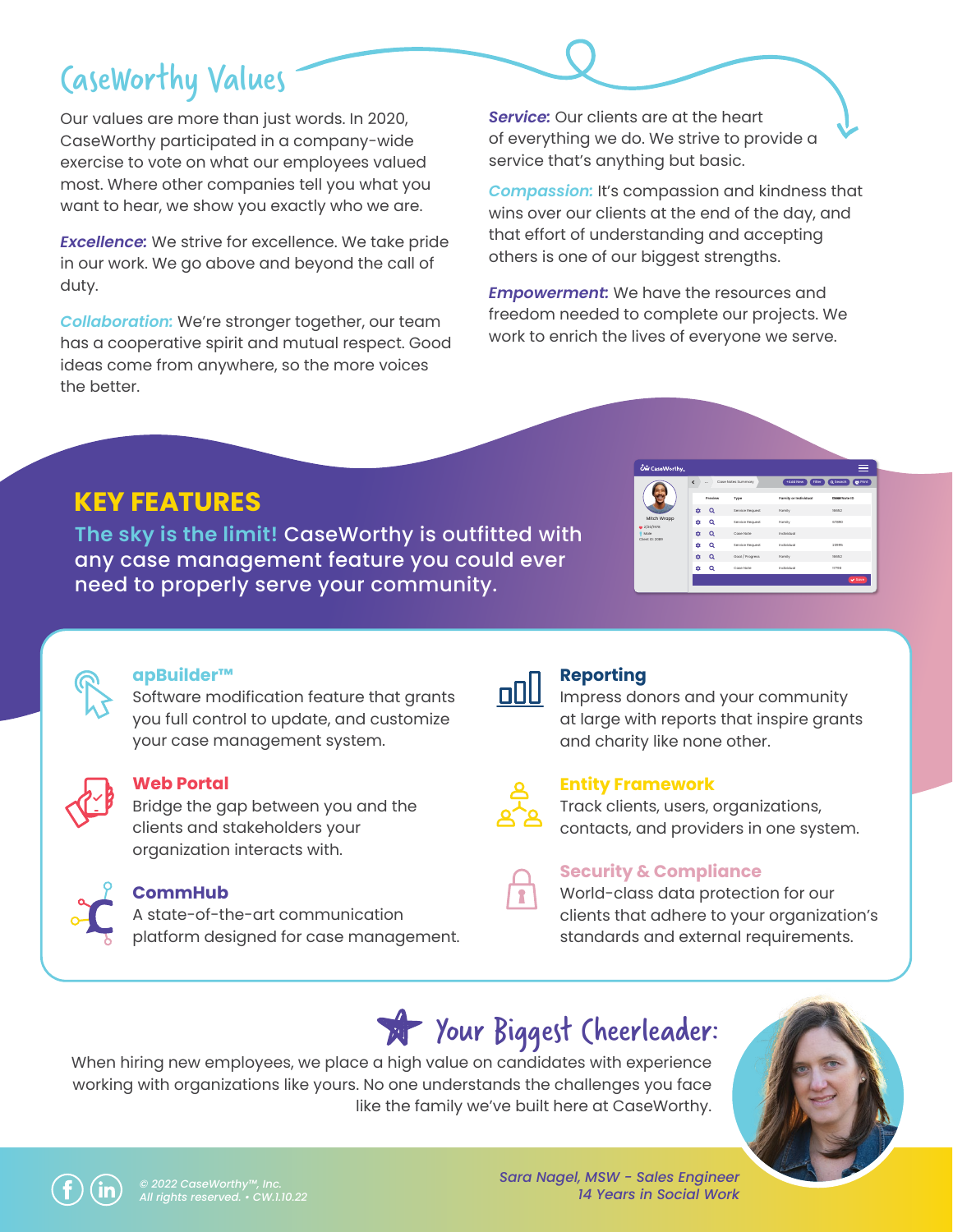# CaseWorthy Values

Our values are more than just words. In 2020, CaseWorthy participated in a company-wide exercise to vote on what our employees valued most. Where other companies tell you what you want to hear, we show you exactly who we are.

***Excellence:*** We strive for excellence. We take pride in our work. We go above and beyond the call of duty.

***Collaboration:*** We're stronger together, our team has a cooperative spirit and mutual respect. Good ideas come from anywhere, so the more voices the better.

***Service:*** Our clients are at the heart of everything we do. We strive to provide a service that's anything but basic.

***Compassion:*** It's compassion and kindness that wins over our clients at the end of the day, and that effort of understanding and accepting others is one of our biggest strengths.

***Empowerment:*** We have the resources and freedom needed to complete our projects. We work to enrich the lives of everyone we serve.

## KEY FEATURES

**The sky is the limit!** CaseWorthy is outfitted with any case management feature you could ever need to properly serve your community.

### apBuilder™

Software modification feature that grants you full control to update, and customize your case management system.

### Web Portal

Bridge the gap between you and the clients and stakeholders your organization interacts with.

### CommHub

A state-of-the-art communication platform designed for case management.

### Reporting

Impress donors and your community at large with reports that inspire grants and charity like none other.

### Entity Framework

Track clients, users, organizations, contacts, and providers in one system.

### Security & Compliance

World-class data protection for our clients that adhere to your organization's standards and external requirements.

## Your Biggest Cheerleader:

When hiring new employees, we place a high value on candidates with experience working with organizations like yours. No one understands the challenges you face like the family we've built here at CaseWorthy.

*Sara Nagel, MSW - Sales Engineer*
*14 Years in Social Work*

*© 2022 CaseWorthy™, Inc.*
*All rights reserved. • CW.1.10.22*